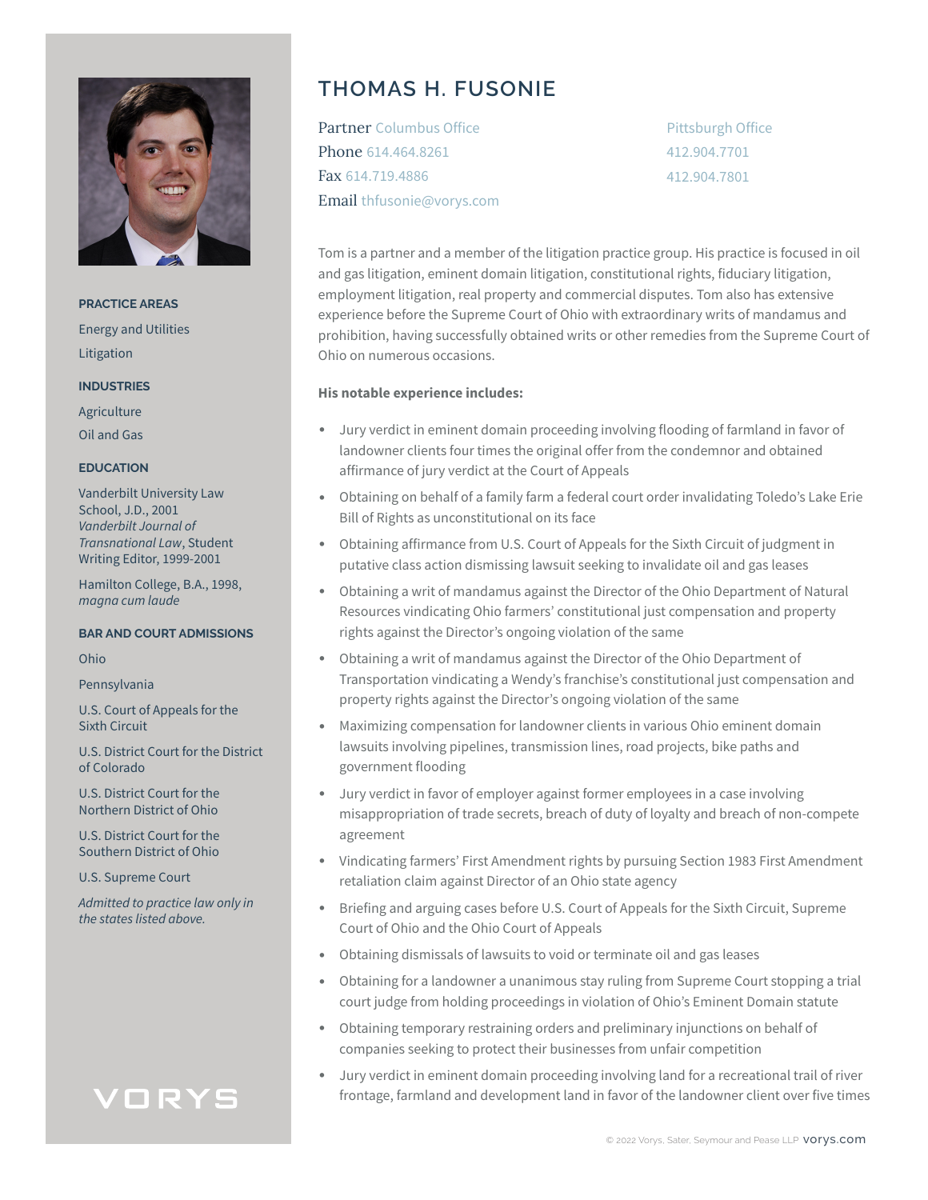# THOMAS H. FUSONIE

Partner Columbus Office
Phone 614.464.8261
Fax 614.719.4886
Email thfusonie@vorys.com

Pittsburgh Office
412.904.7701
412.904.7801

Tom is a partner and a member of the litigation practice group. His practice is focused in oil and gas litigation, eminent domain litigation, constitutional rights, fiduciary litigation, employment litigation, real property and commercial disputes. Tom also has extensive experience before the Supreme Court of Ohio with extraordinary writs of mandamus and prohibition, having successfully obtained writs or other remedies from the Supreme Court of Ohio on numerous occasions.

**His notable experience includes:**

- Jury verdict in eminent domain proceeding involving flooding of farmland in favor of landowner clients four times the original offer from the condemnor and obtained affirmance of jury verdict at the Court of Appeals
- Obtaining on behalf of a family farm a federal court order invalidating Toledo's Lake Erie Bill of Rights as unconstitutional on its face
- Obtaining affirmance from U.S. Court of Appeals for the Sixth Circuit of judgment in putative class action dismissing lawsuit seeking to invalidate oil and gas leases
- Obtaining a writ of mandamus against the Director of the Ohio Department of Natural Resources vindicating Ohio farmers' constitutional just compensation and property rights against the Director's ongoing violation of the same
- Obtaining a writ of mandamus against the Director of the Ohio Department of Transportation vindicating a Wendy's franchise's constitutional just compensation and property rights against the Director's ongoing violation of the same
- Maximizing compensation for landowner clients in various Ohio eminent domain lawsuits involving pipelines, transmission lines, road projects, bike paths and government flooding
- Jury verdict in favor of employer against former employees in a case involving misappropriation of trade secrets, breach of duty of loyalty and breach of non-compete agreement
- Vindicating farmers' First Amendment rights by pursuing Section 1983 First Amendment retaliation claim against Director of an Ohio state agency
- Briefing and arguing cases before U.S. Court of Appeals for the Sixth Circuit, Supreme Court of Ohio and the Ohio Court of Appeals
- Obtaining dismissals of lawsuits to void or terminate oil and gas leases
- Obtaining for a landowner a unanimous stay ruling from Supreme Court stopping a trial court judge from holding proceedings in violation of Ohio's Eminent Domain statute
- Obtaining temporary restraining orders and preliminary injunctions on behalf of companies seeking to protect their businesses from unfair competition
- Jury verdict in eminent domain proceeding involving land for a recreational trail of river frontage, farmland and development land in favor of the landowner client over five times

### PRACTICE AREAS

Energy and Utilities

Litigation

### INDUSTRIES

Agriculture

Oil and Gas

### EDUCATION

Vanderbilt University Law School, J.D., 2001
*Vanderbilt Journal of Transnational Law*, Student Writing Editor, 1999-2001

Hamilton College, B.A., 1998, *magna cum laude*

### BAR AND COURT ADMISSIONS

Ohio

Pennsylvania

U.S. Court of Appeals for the Sixth Circuit

U.S. District Court for the District of Colorado

U.S. District Court for the Northern District of Ohio

U.S. District Court for the Southern District of Ohio

U.S. Supreme Court

*Admitted to practice law only in the states listed above.*

VORYS

© 2022 Vorys, Sater, Seymour and Pease LLP vorys.com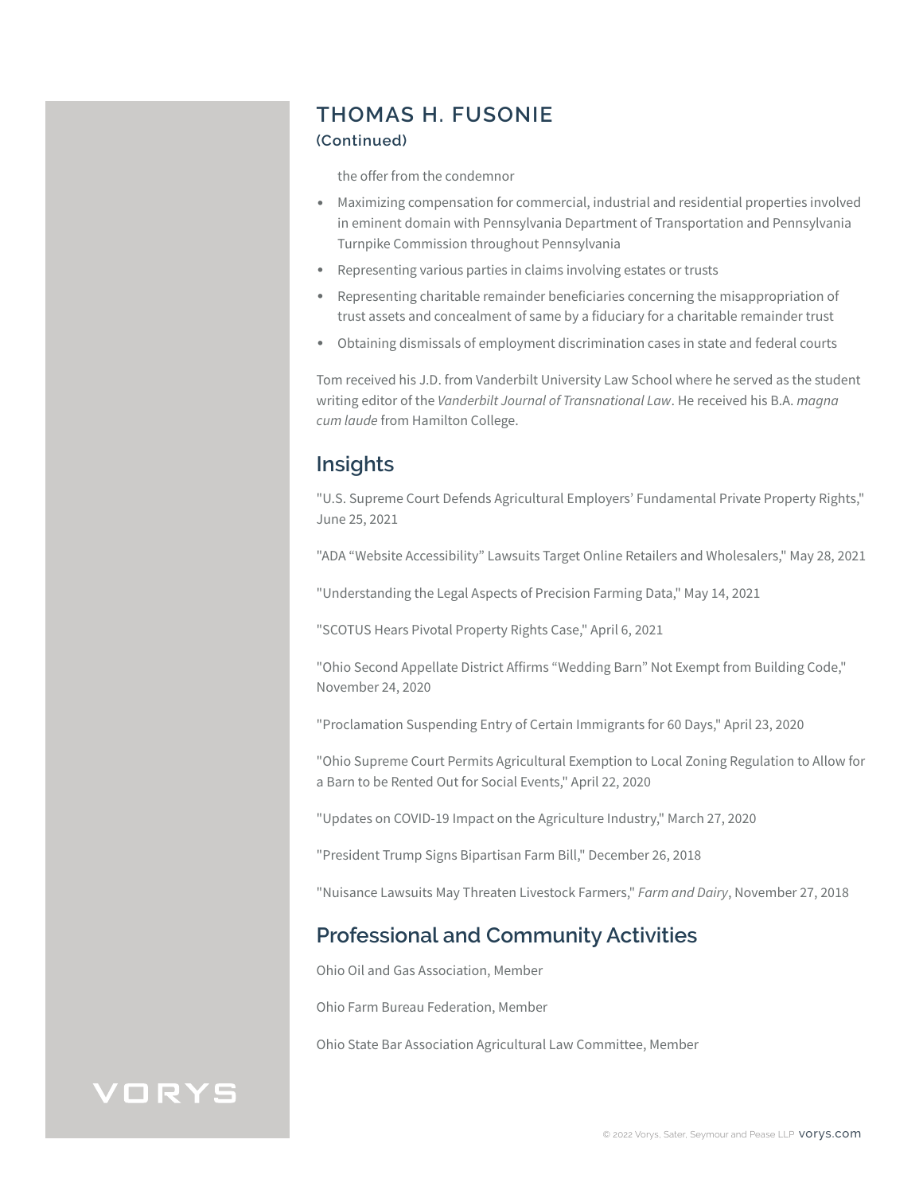# THOMAS H. FUSONIE

**(Continued)**

the offer from the condemnor

- Maximizing compensation for commercial, industrial and residential properties involved in eminent domain with Pennsylvania Department of Transportation and Pennsylvania Turnpike Commission throughout Pennsylvania
- Representing various parties in claims involving estates or trusts
- Representing charitable remainder beneficiaries concerning the misappropriation of trust assets and concealment of same by a fiduciary for a charitable remainder trust
- Obtaining dismissals of employment discrimination cases in state and federal courts

Tom received his J.D. from Vanderbilt University Law School where he served as the student writing editor of the *Vanderbilt Journal of Transnational Law*. He received his B.A. *magna cum laude* from Hamilton College.

## Insights

"U.S. Supreme Court Defends Agricultural Employers' Fundamental Private Property Rights," June 25, 2021

"ADA "Website Accessibility" Lawsuits Target Online Retailers and Wholesalers," May 28, 2021

"Understanding the Legal Aspects of Precision Farming Data," May 14, 2021

"SCOTUS Hears Pivotal Property Rights Case," April 6, 2021

"Ohio Second Appellate District Affirms "Wedding Barn" Not Exempt from Building Code," November 24, 2020

"Proclamation Suspending Entry of Certain Immigrants for 60 Days," April 23, 2020

"Ohio Supreme Court Permits Agricultural Exemption to Local Zoning Regulation to Allow for a Barn to be Rented Out for Social Events," April 22, 2020

"Updates on COVID-19 Impact on the Agriculture Industry," March 27, 2020

"President Trump Signs Bipartisan Farm Bill," December 26, 2018

"Nuisance Lawsuits May Threaten Livestock Farmers," *Farm and Dairy*, November 27, 2018

## Professional and Community Activities

Ohio Oil and Gas Association, Member

Ohio Farm Bureau Federation, Member

Ohio State Bar Association Agricultural Law Committee, Member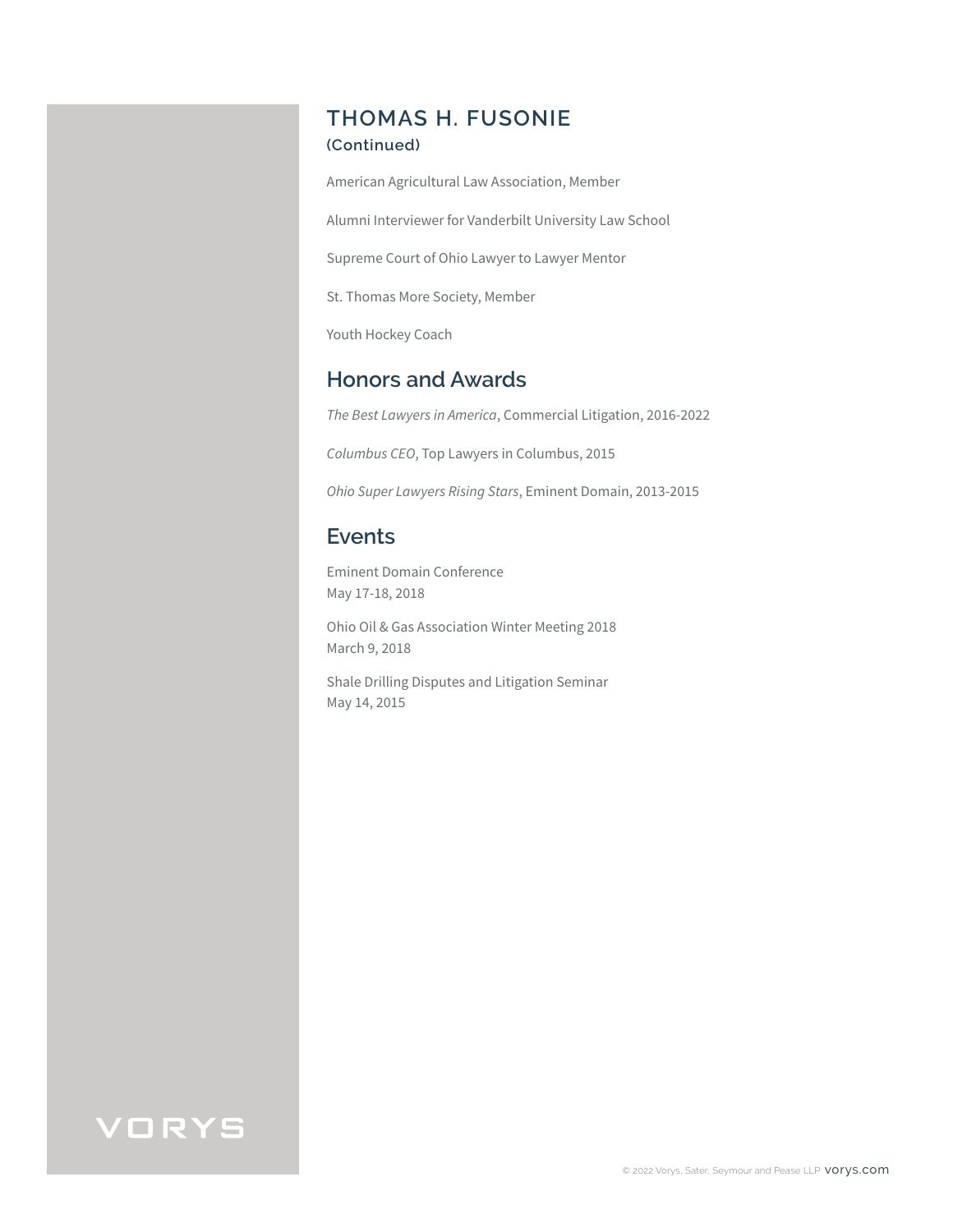# THOMAS H. FUSONIE
**(Continued)**

American Agricultural Law Association, Member

Alumni Interviewer for Vanderbilt University Law School

Supreme Court of Ohio Lawyer to Lawyer Mentor

St. Thomas More Society, Member

Youth Hockey Coach

## Honors and Awards

*The Best Lawyers in America*, Commercial Litigation, 2016-2022

*Columbus CEO*, Top Lawyers in Columbus, 2015

*Ohio Super Lawyers Rising Stars*, Eminent Domain, 2013-2015

## Events

Eminent Domain Conference
May 17-18, 2018

Ohio Oil & Gas Association Winter Meeting 2018
March 9, 2018

Shale Drilling Disputes and Litigation Seminar
May 14, 2015